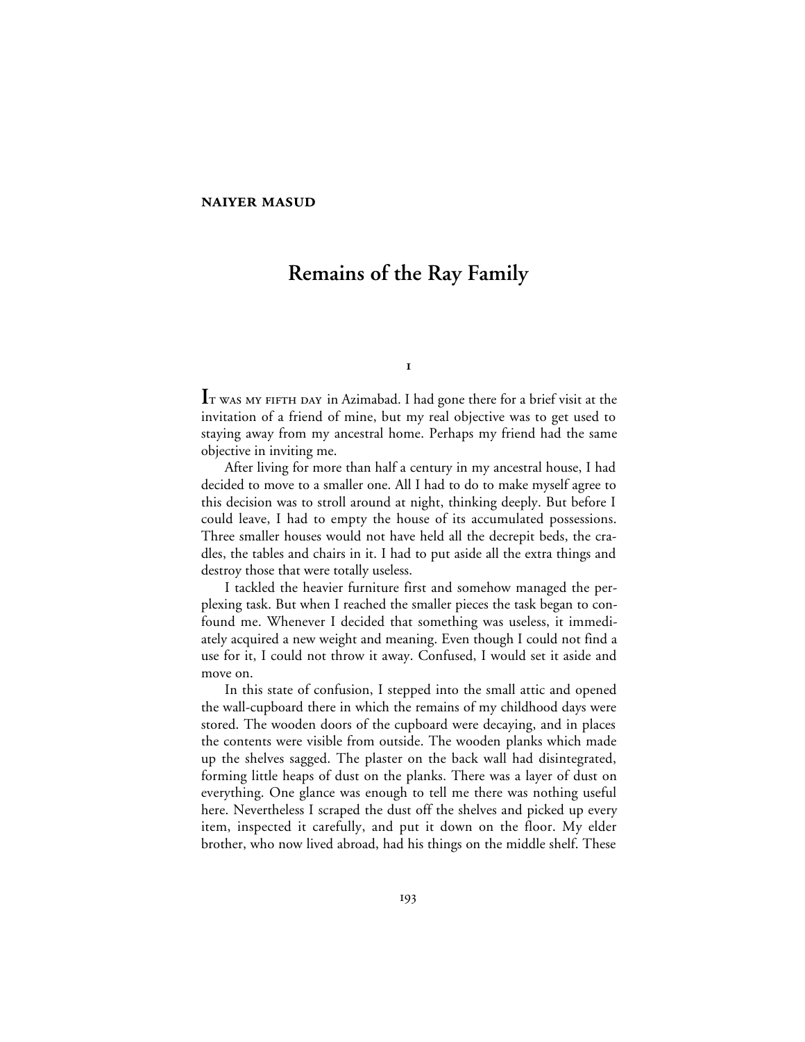**NAIYER MASUD**

# Remains of the Ray Family

## I

It was my fifth day in Azimabad. I had gone there for a brief visit at the invitation of a friend of mine, but my real objective was to get used to staying away from my ancestral home. Perhaps my friend had the same objective in inviting me.

After living for more than half a century in my ancestral house, I had decided to move to a smaller one. All I had to do to make myself agree to this decision was to stroll around at night, thinking deeply. But before I could leave, I had to empty the house of its accumulated possessions. Three smaller houses would not have held all the decrepit beds, the cradles, the tables and chairs in it. I had to put aside all the extra things and destroy those that were totally useless.

I tackled the heavier furniture first and somehow managed the perplexing task. But when I reached the smaller pieces the task began to confound me. Whenever I decided that something was useless, it immediately acquired a new weight and meaning. Even though I could not find a use for it, I could not throw it away. Confused, I would set it aside and move on.

In this state of confusion, I stepped into the small attic and opened the wall-cupboard there in which the remains of my childhood days were stored. The wooden doors of the cupboard were decaying, and in places the contents were visible from outside. The wooden planks which made up the shelves sagged. The plaster on the back wall had disintegrated, forming little heaps of dust on the planks. There was a layer of dust on everything. One glance was enough to tell me there was nothing useful here. Nevertheless I scraped the dust off the shelves and picked up every item, inspected it carefully, and put it down on the floor. My elder brother, who now lived abroad, had his things on the middle shelf. These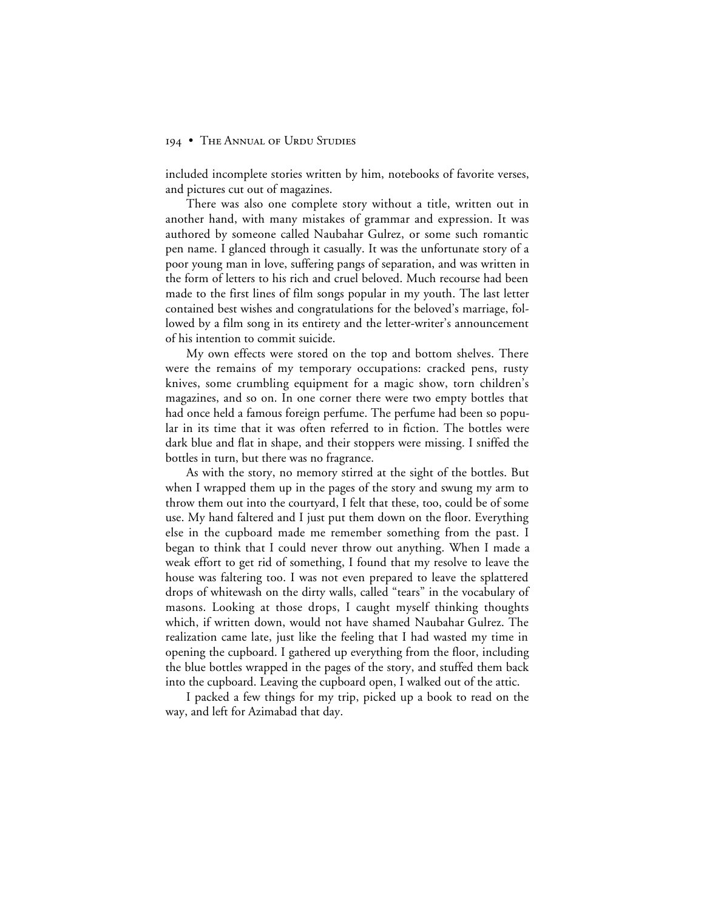included incomplete stories written by him, notebooks of favorite verses, and pictures cut out of magazines.

There was also one complete story without a title, written out in another hand, with many mistakes of grammar and expression. It was authored by someone called Naubahar Gulrez, or some such romantic pen name. I glanced through it casually. It was the unfortunate story of a poor young man in love, suffering pangs of separation, and was written in the form of letters to his rich and cruel beloved. Much recourse had been made to the first lines of film songs popular in my youth. The last letter contained best wishes and congratulations for the beloved's marriage, followed by a film song in its entirety and the letter-writer's announcement of his intention to commit suicide.

My own effects were stored on the top and bottom shelves. There were the remains of my temporary occupations: cracked pens, rusty knives, some crumbling equipment for a magic show, torn children's magazines, and so on. In one corner there were two empty bottles that had once held a famous foreign perfume. The perfume had been so popular in its time that it was often referred to in fiction. The bottles were dark blue and flat in shape, and their stoppers were missing. I sniffed the bottles in turn, but there was no fragrance.

As with the story, no memory stirred at the sight of the bottles. But when I wrapped them up in the pages of the story and swung my arm to throw them out into the courtyard, I felt that these, too, could be of some use. My hand faltered and I just put them down on the floor. Everything else in the cupboard made me remember something from the past. I began to think that I could never throw out anything. When I made a weak effort to get rid of something, I found that my resolve to leave the house was faltering too. I was not even prepared to leave the splattered drops of whitewash on the dirty walls, called "tears" in the vocabulary of masons. Looking at those drops, I caught myself thinking thoughts which, if written down, would not have shamed Naubahar Gulrez. The realization came late, just like the feeling that I had wasted my time in opening the cupboard. I gathered up everything from the floor, including the blue bottles wrapped in the pages of the story, and stuffed them back into the cupboard. Leaving the cupboard open, I walked out of the attic.

I packed a few things for my trip, picked up a book to read on the way, and left for Azimabad that day.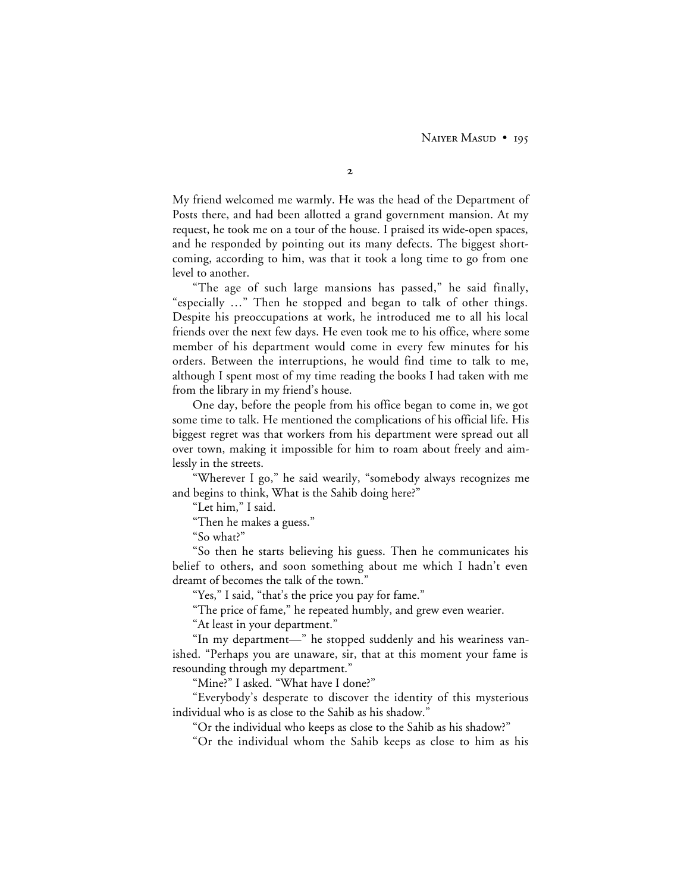## 2

My friend welcomed me warmly. He was the head of the Department of Posts there, and had been allotted a grand government mansion. At my request, he took me on a tour of the house. I praised its wide-open spaces, and he responded by pointing out its many defects. The biggest shortcoming, according to him, was that it took a long time to go from one level to another.

"The age of such large mansions has passed," he said finally, "especially …" Then he stopped and began to talk of other things. Despite his preoccupations at work, he introduced me to all his local friends over the next few days. He even took me to his office, where some member of his department would come in every few minutes for his orders. Between the interruptions, he would find time to talk to me, although I spent most of my time reading the books I had taken with me from the library in my friend's house.

One day, before the people from his office began to come in, we got some time to talk. He mentioned the complications of his official life. His biggest regret was that workers from his department were spread out all over town, making it impossible for him to roam about freely and aimlessly in the streets.

"Wherever I go," he said wearily, "somebody always recognizes me and begins to think, What is the Sahib doing here?"

"Let him," I said.

"Then he makes a guess."

"So what?"

"So then he starts believing his guess. Then he communicates his belief to others, and soon something about me which I hadn't even dreamt of becomes the talk of the town."

"Yes," I said, "that's the price you pay for fame."

"The price of fame," he repeated humbly, and grew even wearier.

"At least in your department."

"In my department—" he stopped suddenly and his weariness vanished. "Perhaps you are unaware, sir, that at this moment your fame is resounding through my department."

"Mine?" I asked. "What have I done?"

"Everybody's desperate to discover the identity of this mysterious individual who is as close to the Sahib as his shadow."

"Or the individual who keeps as close to the Sahib as his shadow?"

"Or the individual whom the Sahib keeps as close to him as his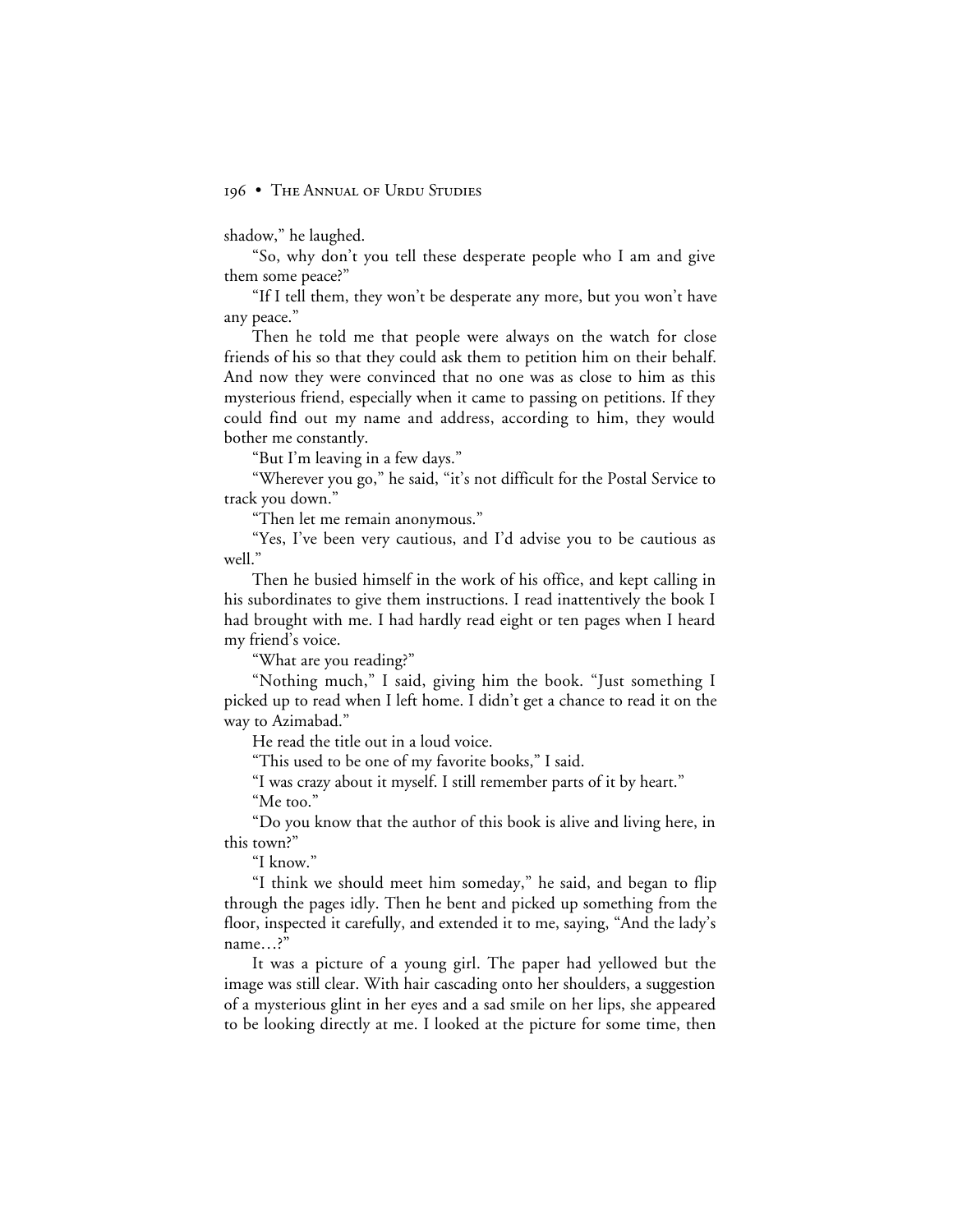shadow," he laughed.

"So, why don't you tell these desperate people who I am and give them some peace?"

"If I tell them, they won't be desperate any more, but you won't have any peace."

Then he told me that people were always on the watch for close friends of his so that they could ask them to petition him on their behalf. And now they were convinced that no one was as close to him as this mysterious friend, especially when it came to passing on petitions. If they could find out my name and address, according to him, they would bother me constantly.

"But I'm leaving in a few days."

"Wherever you go," he said, "it's not difficult for the Postal Service to track you down."

"Then let me remain anonymous."

"Yes, I've been very cautious, and I'd advise you to be cautious as well."

Then he busied himself in the work of his office, and kept calling in his subordinates to give them instructions. I read inattentively the book I had brought with me. I had hardly read eight or ten pages when I heard my friend's voice.

"What are you reading?"

"Nothing much," I said, giving him the book. "Just something I picked up to read when I left home. I didn't get a chance to read it on the way to Azimabad."

He read the title out in a loud voice.

"This used to be one of my favorite books," I said.

"I was crazy about it myself. I still remember parts of it by heart."

"Me too."

"Do you know that the author of this book is alive and living here, in this town?"

"I know."

"I think we should meet him someday," he said, and began to flip through the pages idly. Then he bent and picked up something from the floor, inspected it carefully, and extended it to me, saying, "And the lady's name…?"

It was a picture of a young girl. The paper had yellowed but the image was still clear. With hair cascading onto her shoulders, a suggestion of a mysterious glint in her eyes and a sad smile on her lips, she appeared to be looking directly at me. I looked at the picture for some time, then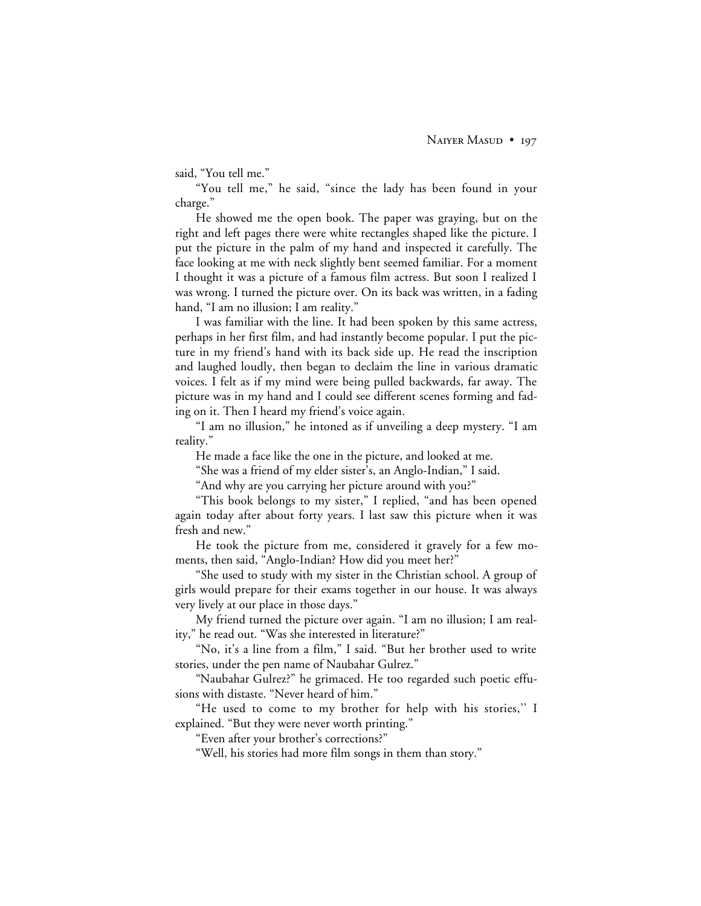said, "You tell me."

"You tell me," he said, "since the lady has been found in your charge."

He showed me the open book. The paper was graying, but on the right and left pages there were white rectangles shaped like the picture. I put the picture in the palm of my hand and inspected it carefully. The face looking at me with neck slightly bent seemed familiar. For a moment I thought it was a picture of a famous film actress. But soon I realized I was wrong. I turned the picture over. On its back was written, in a fading hand, "I am no illusion; I am reality."

I was familiar with the line. It had been spoken by this same actress, perhaps in her first film, and had instantly become popular. I put the picture in my friend's hand with its back side up. He read the inscription and laughed loudly, then began to declaim the line in various dramatic voices. I felt as if my mind were being pulled backwards, far away. The picture was in my hand and I could see different scenes forming and fading on it. Then I heard my friend's voice again.

"I am no illusion," he intoned as if unveiling a deep mystery. "I am reality."

He made a face like the one in the picture, and looked at me.

"She was a friend of my elder sister's, an Anglo-Indian," I said.

"And why are you carrying her picture around with you?"

"This book belongs to my sister," I replied, "and has been opened again today after about forty years. I last saw this picture when it was fresh and new."

He took the picture from me, considered it gravely for a few moments, then said, "Anglo-Indian? How did you meet her?"

"She used to study with my sister in the Christian school. A group of girls would prepare for their exams together in our house. It was always very lively at our place in those days."

My friend turned the picture over again. "I am no illusion; I am reality," he read out. "Was she interested in literature?"

"No, it's a line from a film," I said. "But her brother used to write stories, under the pen name of Naubahar Gulrez."

"Naubahar Gulrez?" he grimaced. He too regarded such poetic effusions with distaste. "Never heard of him."

"He used to come to my brother for help with his stories," I explained. "But they were never worth printing."

"Even after your brother's corrections?"

"Well, his stories had more film songs in them than story."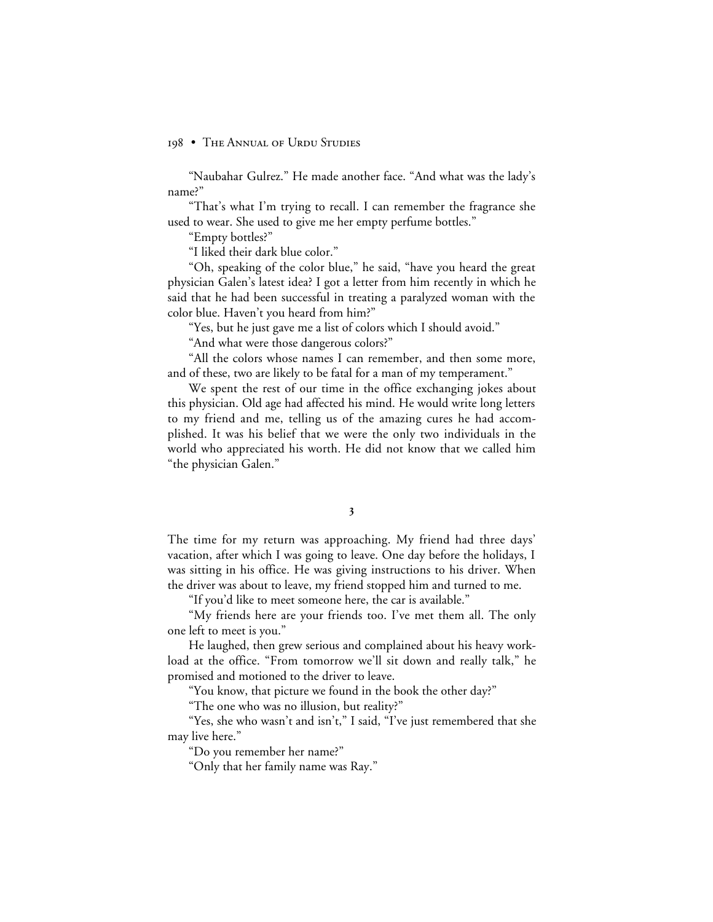"Naubahar Gulrez." He made another face. "And what was the lady's name?"

"That's what I'm trying to recall. I can remember the fragrance she used to wear. She used to give me her empty perfume bottles."

"Empty bottles?"

"I liked their dark blue color."

"Oh, speaking of the color blue," he said, "have you heard the great physician Galen's latest idea? I got a letter from him recently in which he said that he had been successful in treating a paralyzed woman with the color blue. Haven't you heard from him?"

"Yes, but he just gave me a list of colors which I should avoid."

"And what were those dangerous colors?"

"All the colors whose names I can remember, and then some more, and of these, two are likely to be fatal for a man of my temperament."

We spent the rest of our time in the office exchanging jokes about this physician. Old age had affected his mind. He would write long letters to my friend and me, telling us of the amazing cures he had accomplished. It was his belief that we were the only two individuals in the world who appreciated his worth. He did not know that we called him "the physician Galen."

## 3

The time for my return was approaching. My friend had three days' vacation, after which I was going to leave. One day before the holidays, I was sitting in his office. He was giving instructions to his driver. When the driver was about to leave, my friend stopped him and turned to me.

"If you'd like to meet someone here, the car is available."

"My friends here are your friends too. I've met them all. The only one left to meet is you."

He laughed, then grew serious and complained about his heavy workload at the office. "From tomorrow we'll sit down and really talk," he promised and motioned to the driver to leave.

"You know, that picture we found in the book the other day?"

"The one who was no illusion, but reality?"

"Yes, she who wasn't and isn't," I said, "I've just remembered that she may live here."

"Do you remember her name?"

"Only that her family name was Ray."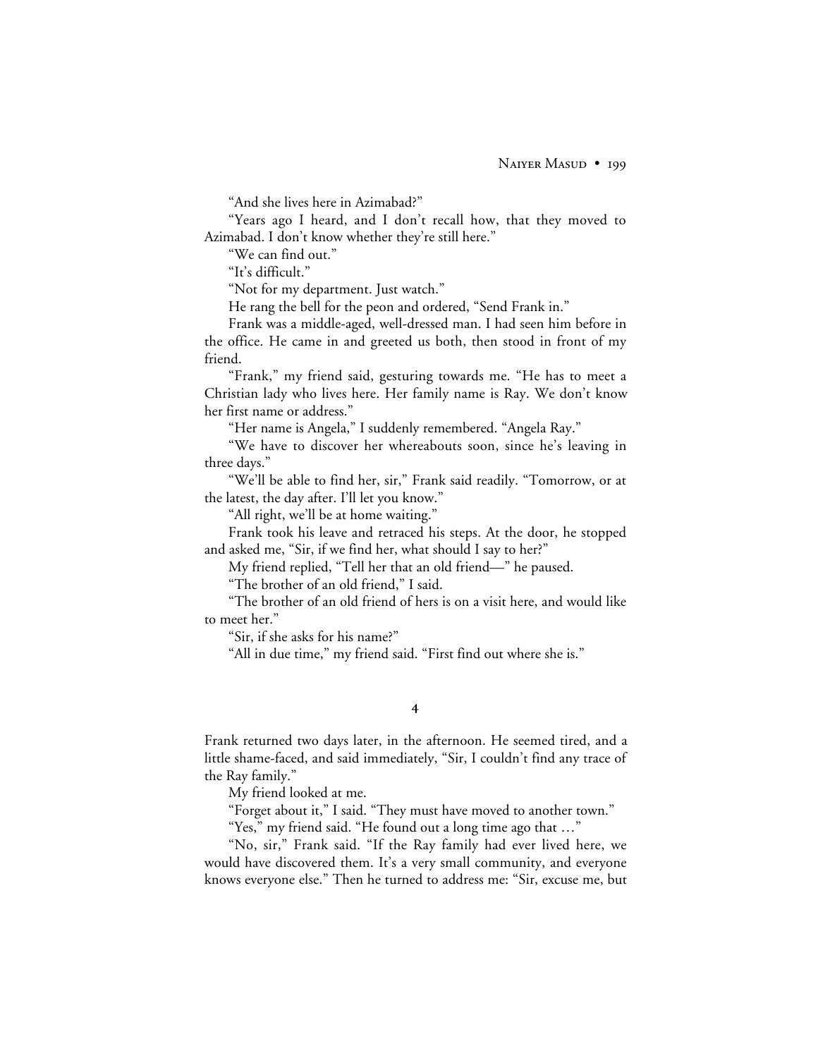"And she lives here in Azimabad?"

"Years ago I heard, and I don't recall how, that they moved to Azimabad. I don't know whether they're still here."

"We can find out."

"It's difficult."

"Not for my department. Just watch."

He rang the bell for the peon and ordered, "Send Frank in."

Frank was a middle-aged, well-dressed man. I had seen him before in the office. He came in and greeted us both, then stood in front of my friend.

"Frank," my friend said, gesturing towards me. "He has to meet a Christian lady who lives here. Her family name is Ray. We don't know her first name or address."

"Her name is Angela," I suddenly remembered. "Angela Ray."

"We have to discover her whereabouts soon, since he's leaving in three days."

"We'll be able to find her, sir," Frank said readily. "Tomorrow, or at the latest, the day after. I'll let you know."

"All right, we'll be at home waiting."

Frank took his leave and retraced his steps. At the door, he stopped and asked me, "Sir, if we find her, what should I say to her?"

My friend replied, "Tell her that an old friend—" he paused.

"The brother of an old friend," I said.

"The brother of an old friend of hers is on a visit here, and would like to meet her."

"Sir, if she asks for his name?"

"All in due time," my friend said. "First find out where she is."

## 4

Frank returned two days later, in the afternoon. He seemed tired, and a little shame-faced, and said immediately, "Sir, I couldn't find any trace of the Ray family."

My friend looked at me.

"Forget about it," I said. "They must have moved to another town."

"Yes," my friend said. "He found out a long time ago that …"

"No, sir," Frank said. "If the Ray family had ever lived here, we would have discovered them. It's a very small community, and everyone knows everyone else." Then he turned to address me: "Sir, excuse me, but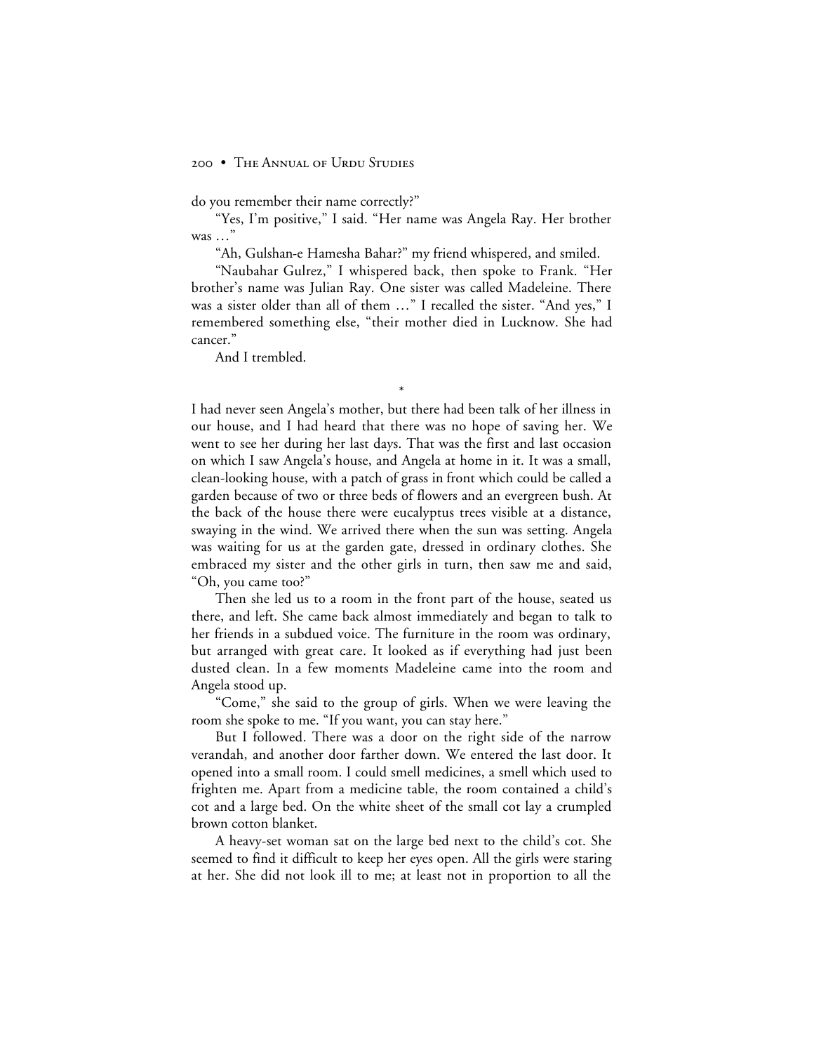do you remember their name correctly?"

"Yes, I'm positive," I said. "Her name was Angela Ray. Her brother was …"

"Ah, Gulshan-e Hamesha Bahar?" my friend whispered, and smiled.

"Naubahar Gulrez," I whispered back, then spoke to Frank. "Her brother's name was Julian Ray. One sister was called Madeleine. There was a sister older than all of them …" I recalled the sister. "And yes," I remembered something else, "their mother died in Lucknow. She had cancer."

And I trembled.

*

I had never seen Angela's mother, but there had been talk of her illness in our house, and I had heard that there was no hope of saving her. We went to see her during her last days. That was the first and last occasion on which I saw Angela's house, and Angela at home in it. It was a small, clean-looking house, with a patch of grass in front which could be called a garden because of two or three beds of flowers and an evergreen bush. At the back of the house there were eucalyptus trees visible at a distance, swaying in the wind. We arrived there when the sun was setting. Angela was waiting for us at the garden gate, dressed in ordinary clothes. She embraced my sister and the other girls in turn, then saw me and said, "Oh, you came too?"

Then she led us to a room in the front part of the house, seated us there, and left. She came back almost immediately and began to talk to her friends in a subdued voice. The furniture in the room was ordinary, but arranged with great care. It looked as if everything had just been dusted clean. In a few moments Madeleine came into the room and Angela stood up.

"Come," she said to the group of girls. When we were leaving the room she spoke to me. "If you want, you can stay here."

But I followed. There was a door on the right side of the narrow verandah, and another door farther down. We entered the last door. It opened into a small room. I could smell medicines, a smell which used to frighten me. Apart from a medicine table, the room contained a child's cot and a large bed. On the white sheet of the small cot lay a crumpled brown cotton blanket.

A heavy-set woman sat on the large bed next to the child's cot. She seemed to find it difficult to keep her eyes open. All the girls were staring at her. She did not look ill to me; at least not in proportion to all the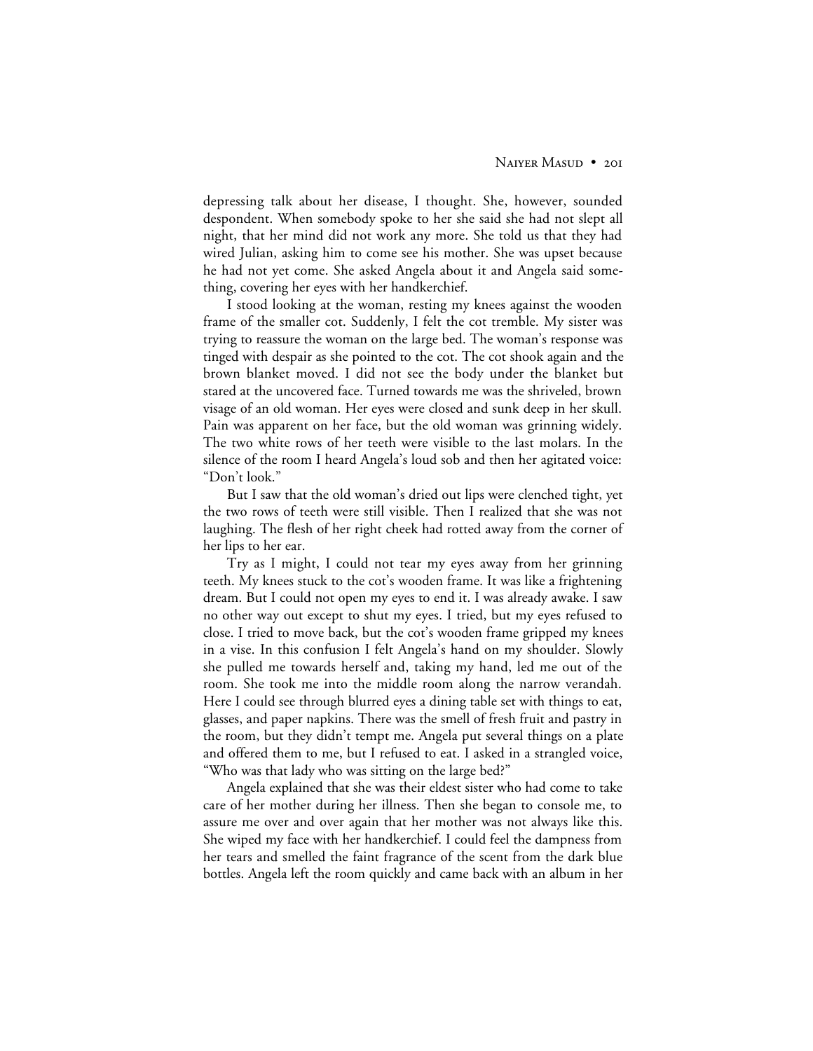depressing talk about her disease, I thought. She, however, sounded despondent. When somebody spoke to her she said she had not slept all night, that her mind did not work any more. She told us that they had wired Julian, asking him to come see his mother. She was upset because he had not yet come. She asked Angela about it and Angela said something, covering her eyes with her handkerchief.

I stood looking at the woman, resting my knees against the wooden frame of the smaller cot. Suddenly, I felt the cot tremble. My sister was trying to reassure the woman on the large bed. The woman's response was tinged with despair as she pointed to the cot. The cot shook again and the brown blanket moved. I did not see the body under the blanket but stared at the uncovered face. Turned towards me was the shriveled, brown visage of an old woman. Her eyes were closed and sunk deep in her skull. Pain was apparent on her face, but the old woman was grinning widely. The two white rows of her teeth were visible to the last molars. In the silence of the room I heard Angela's loud sob and then her agitated voice: "Don't look."

But I saw that the old woman's dried out lips were clenched tight, yet the two rows of teeth were still visible. Then I realized that she was not laughing. The flesh of her right cheek had rotted away from the corner of her lips to her ear.

Try as I might, I could not tear my eyes away from her grinning teeth. My knees stuck to the cot's wooden frame. It was like a frightening dream. But I could not open my eyes to end it. I was already awake. I saw no other way out except to shut my eyes. I tried, but my eyes refused to close. I tried to move back, but the cot's wooden frame gripped my knees in a vise. In this confusion I felt Angela's hand on my shoulder. Slowly she pulled me towards herself and, taking my hand, led me out of the room. She took me into the middle room along the narrow verandah. Here I could see through blurred eyes a dining table set with things to eat, glasses, and paper napkins. There was the smell of fresh fruit and pastry in the room, but they didn't tempt me. Angela put several things on a plate and offered them to me, but I refused to eat. I asked in a strangled voice, "Who was that lady who was sitting on the large bed?"

Angela explained that she was their eldest sister who had come to take care of her mother during her illness. Then she began to console me, to assure me over and over again that her mother was not always like this. She wiped my face with her handkerchief. I could feel the dampness from her tears and smelled the faint fragrance of the scent from the dark blue bottles. Angela left the room quickly and came back with an album in her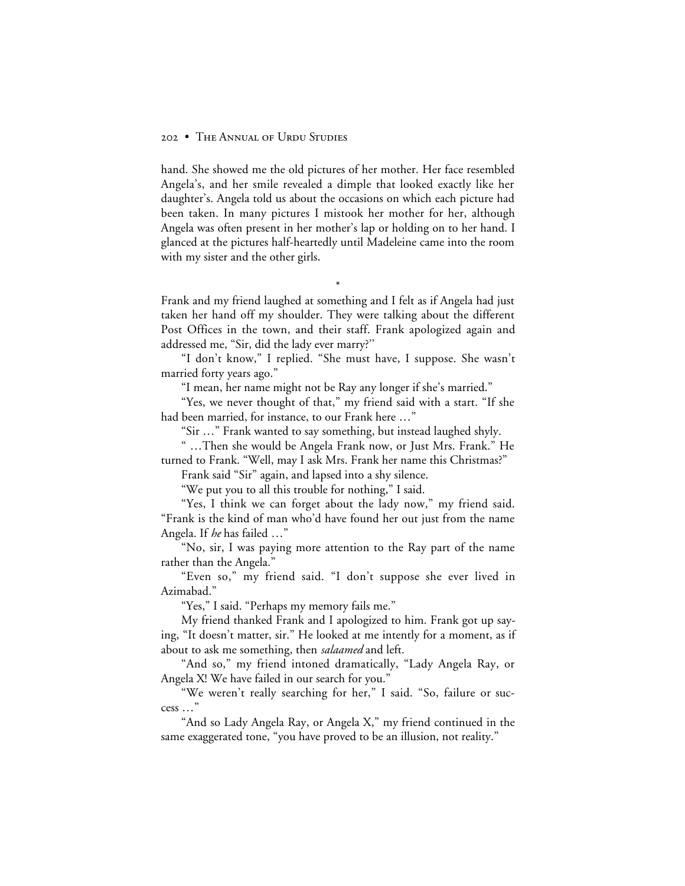hand. She showed me the old pictures of her mother. Her face resembled Angela's, and her smile revealed a dimple that looked exactly like her daughter's. Angela told us about the occasions on which each picture had been taken. In many pictures I mistook her mother for her, although Angela was often present in her mother's lap or holding on to her hand. I glanced at the pictures half-heartedly until Madeleine came into the room with my sister and the other girls.

\*

Frank and my friend laughed at something and I felt as if Angela had just taken her hand off my shoulder. They were talking about the different Post Offices in the town, and their staff. Frank apologized again and addressed me, "Sir, did the lady ever marry?"

"I don't know," I replied. "She must have, I suppose. She wasn't married forty years ago."

"I mean, her name might not be Ray any longer if she's married."

"Yes, we never thought of that," my friend said with a start. "If she had been married, for instance, to our Frank here …"

"Sir …" Frank wanted to say something, but instead laughed shyly.

" …Then she would be Angela Frank now, or Just Mrs. Frank." He turned to Frank. "Well, may I ask Mrs. Frank her name this Christmas?"

Frank said "Sir" again, and lapsed into a shy silence.

"We put you to all this trouble for nothing," I said.

"Yes, I think we can forget about the lady now," my friend said. "Frank is the kind of man who'd have found her out just from the name Angela. If *he* has failed …"

"No, sir, I was paying more attention to the Ray part of the name rather than the Angela."

"Even so," my friend said. "I don't suppose she ever lived in Azimabad."

"Yes," I said. "Perhaps my memory fails me."

My friend thanked Frank and I apologized to him. Frank got up saying, "It doesn't matter, sir." He looked at me intently for a moment, as if about to ask me something, then *salaamed* and left.

"And so," my friend intoned dramatically, "Lady Angela Ray, or Angela X! We have failed in our search for you."

"We weren't really searching for her," I said. "So, failure or success …"

"And so Lady Angela Ray, or Angela X," my friend continued in the same exaggerated tone, "you have proved to be an illusion, not reality."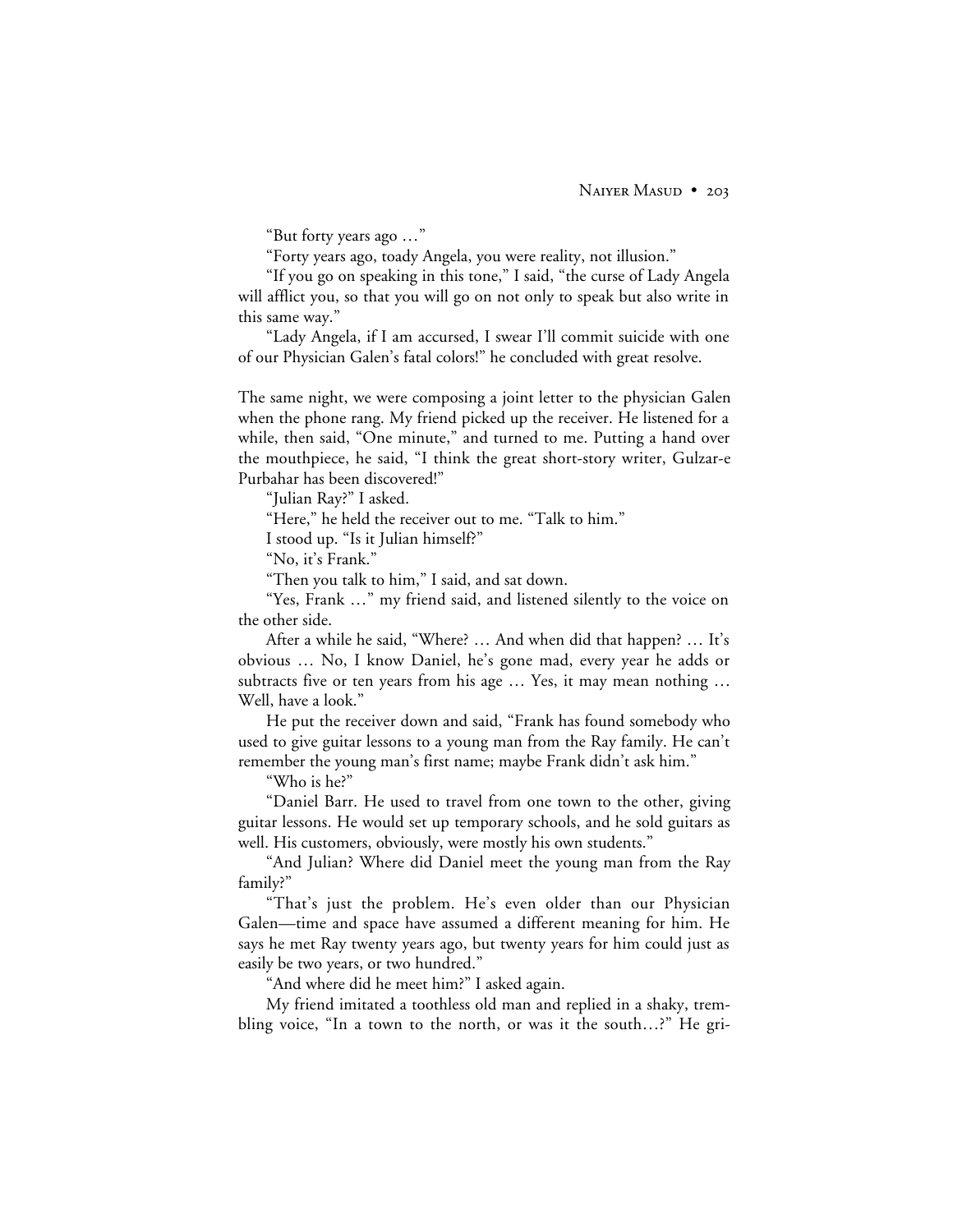"But forty years ago …"

"Forty years ago, toady Angela, you were reality, not illusion."

"If you go on speaking in this tone," I said, "the curse of Lady Angela will afflict you, so that you will go on not only to speak but also write in this same way."

"Lady Angela, if I am accursed, I swear I'll commit suicide with one of our Physician Galen's fatal colors!" he concluded with great resolve.

The same night, we were composing a joint letter to the physician Galen when the phone rang. My friend picked up the receiver. He listened for a while, then said, "One minute," and turned to me. Putting a hand over the mouthpiece, he said, "I think the great short-story writer, Gulzar-e Purbahar has been discovered!"

"Julian Ray?" I asked.

"Here," he held the receiver out to me. "Talk to him."

I stood up. "Is it Julian himself?"

"No, it's Frank."

"Then you talk to him," I said, and sat down.

"Yes, Frank …" my friend said, and listened silently to the voice on the other side.

After a while he said, "Where? … And when did that happen? … It's obvious … No, I know Daniel, he's gone mad, every year he adds or subtracts five or ten years from his age … Yes, it may mean nothing … Well, have a look."

He put the receiver down and said, "Frank has found somebody who used to give guitar lessons to a young man from the Ray family. He can't remember the young man's first name; maybe Frank didn't ask him."

"Who is he?"

"Daniel Barr. He used to travel from one town to the other, giving guitar lessons. He would set up temporary schools, and he sold guitars as well. His customers, obviously, were mostly his own students."

"And Julian? Where did Daniel meet the young man from the Ray family?"

"That's just the problem. He's even older than our Physician Galen—time and space have assumed a different meaning for him. He says he met Ray twenty years ago, but twenty years for him could just as easily be two years, or two hundred."

"And where did he meet him?" I asked again.

My friend imitated a toothless old man and replied in a shaky, trembling voice, "In a town to the north, or was it the south…?" He gri-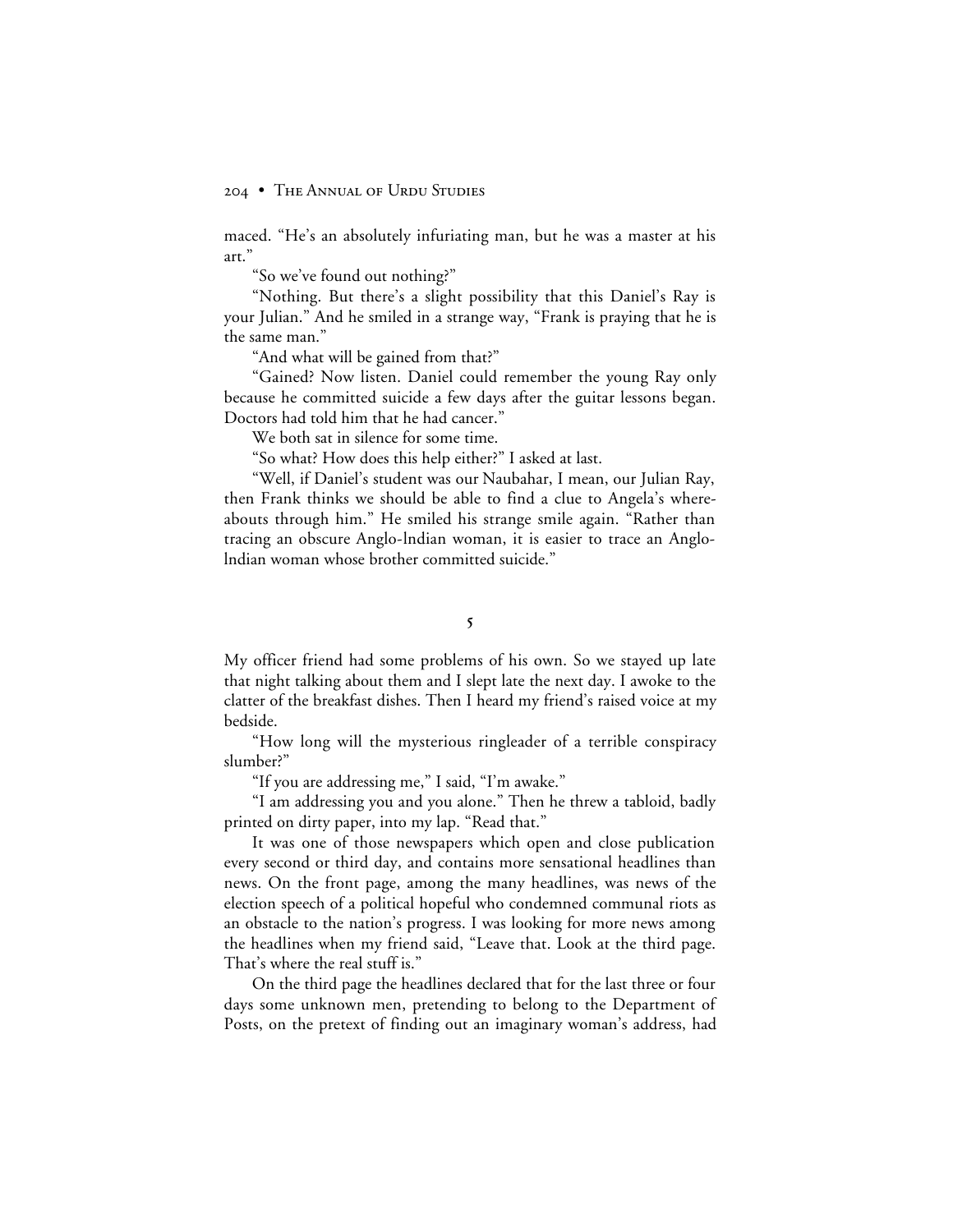maced. "He's an absolutely infuriating man, but he was a master at his art."

"So we've found out nothing?"

"Nothing. But there's a slight possibility that this Daniel's Ray is your Julian." And he smiled in a strange way, "Frank is praying that he is the same man."

"And what will be gained from that?"

"Gained? Now listen. Daniel could remember the young Ray only because he committed suicide a few days after the guitar lessons began. Doctors had told him that he had cancer."

We both sat in silence for some time.

"So what? How does this help either?" I asked at last.

"Well, if Daniel's student was our Naubahar, I mean, our Julian Ray, then Frank thinks we should be able to find a clue to Angela's whereabouts through him." He smiled his strange smile again. "Rather than tracing an obscure Anglo-Indian woman, it is easier to trace an Anglo-Indian woman whose brother committed suicide."

## 5

My officer friend had some problems of his own. So we stayed up late that night talking about them and I slept late the next day. I awoke to the clatter of the breakfast dishes. Then I heard my friend's raised voice at my bedside.

"How long will the mysterious ringleader of a terrible conspiracy slumber?"

"If you are addressing me," I said, "I'm awake."

"I am addressing you and you alone." Then he threw a tabloid, badly printed on dirty paper, into my lap. "Read that."

It was one of those newspapers which open and close publication every second or third day, and contains more sensational headlines than news. On the front page, among the many headlines, was news of the election speech of a political hopeful who condemned communal riots as an obstacle to the nation's progress. I was looking for more news among the headlines when my friend said, "Leave that. Look at the third page. That's where the real stuff is."

On the third page the headlines declared that for the last three or four days some unknown men, pretending to belong to the Department of Posts, on the pretext of finding out an imaginary woman's address, had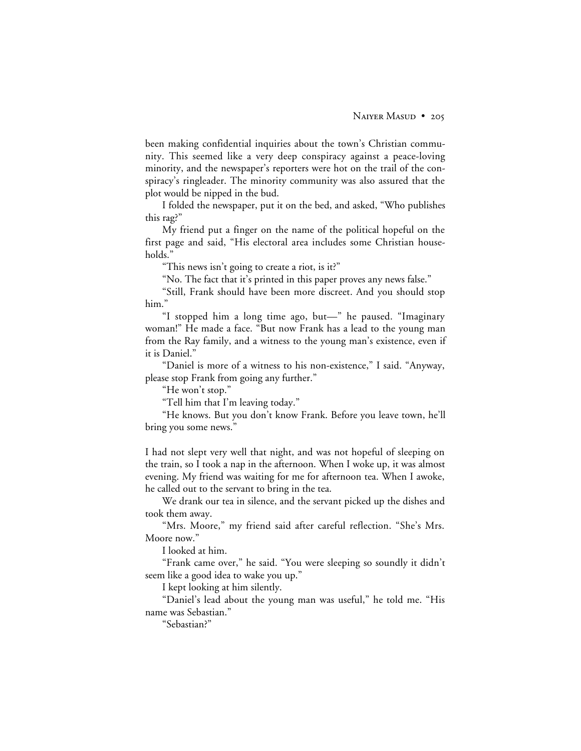been making confidential inquiries about the town's Christian community. This seemed like a very deep conspiracy against a peace-loving minority, and the newspaper's reporters were hot on the trail of the conspiracy's ringleader. The minority community was also assured that the plot would be nipped in the bud.

I folded the newspaper, put it on the bed, and asked, "Who publishes this rag?"

My friend put a finger on the name of the political hopeful on the first page and said, "His electoral area includes some Christian households."

"This news isn't going to create a riot, is it?"

"No. The fact that it's printed in this paper proves any news false."

"Still, Frank should have been more discreet. And you should stop him."

"I stopped him a long time ago, but—" he paused. "Imaginary woman!" He made a face. "But now Frank has a lead to the young man from the Ray family, and a witness to the young man's existence, even if it is Daniel."

"Daniel is more of a witness to his non-existence," I said. "Anyway, please stop Frank from going any further."

"He won't stop."

"Tell him that I'm leaving today."

"He knows. But you don't know Frank. Before you leave town, he'll bring you some news."

I had not slept very well that night, and was not hopeful of sleeping on the train, so I took a nap in the afternoon. When I woke up, it was almost evening. My friend was waiting for me for afternoon tea. When I awoke, he called out to the servant to bring in the tea.

We drank our tea in silence, and the servant picked up the dishes and took them away.

"Mrs. Moore," my friend said after careful reflection. "She's Mrs. Moore now."

I looked at him.

"Frank came over," he said. "You were sleeping so soundly it didn't seem like a good idea to wake you up."

I kept looking at him silently.

"Daniel's lead about the young man was useful," he told me. "His name was Sebastian."

"Sebastian?"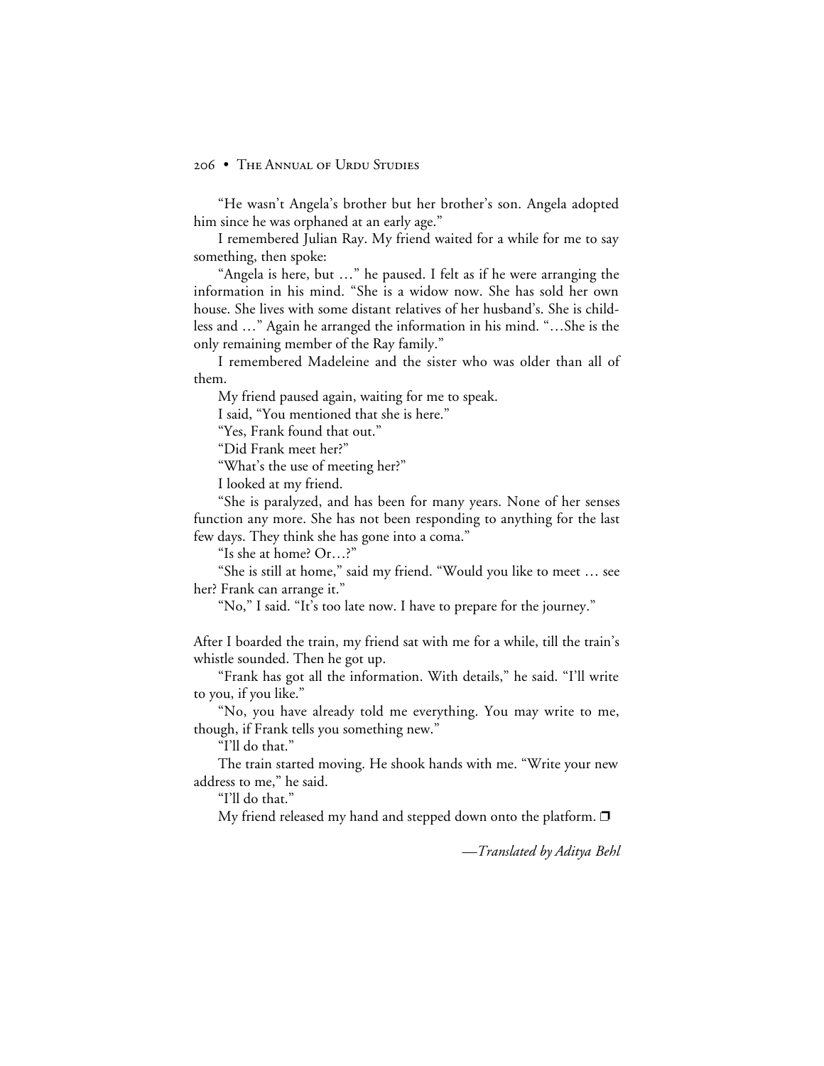"He wasn't Angela's brother but her brother's son. Angela adopted him since he was orphaned at an early age."

I remembered Julian Ray. My friend waited for a while for me to say something, then spoke:

"Angela is here, but …" he paused. I felt as if he were arranging the information in his mind. "She is a widow now. She has sold her own house. She lives with some distant relatives of her husband's. She is childless and …" Again he arranged the information in his mind. "…She is the only remaining member of the Ray family."

I remembered Madeleine and the sister who was older than all of them.

My friend paused again, waiting for me to speak.

I said, "You mentioned that she is here."

"Yes, Frank found that out."

"Did Frank meet her?"

"What's the use of meeting her?"

I looked at my friend.

"She is paralyzed, and has been for many years. None of her senses function any more. She has not been responding to anything for the last few days. They think she has gone into a coma."

"Is she at home? Or…?"

"She is still at home," said my friend. "Would you like to meet … see her? Frank can arrange it."

"No," I said. "It's too late now. I have to prepare for the journey."

After I boarded the train, my friend sat with me for a while, till the train's whistle sounded. Then he got up.

"Frank has got all the information. With details," he said. "I'll write to you, if you like."

"No, you have already told me everything. You may write to me, though, if Frank tells you something new."

"I'll do that."

The train started moving. He shook hands with me. "Write your new address to me," he said.

"I'll do that."

My friend released my hand and stepped down onto the platform. ❒

*—Translated by Aditya Behl*